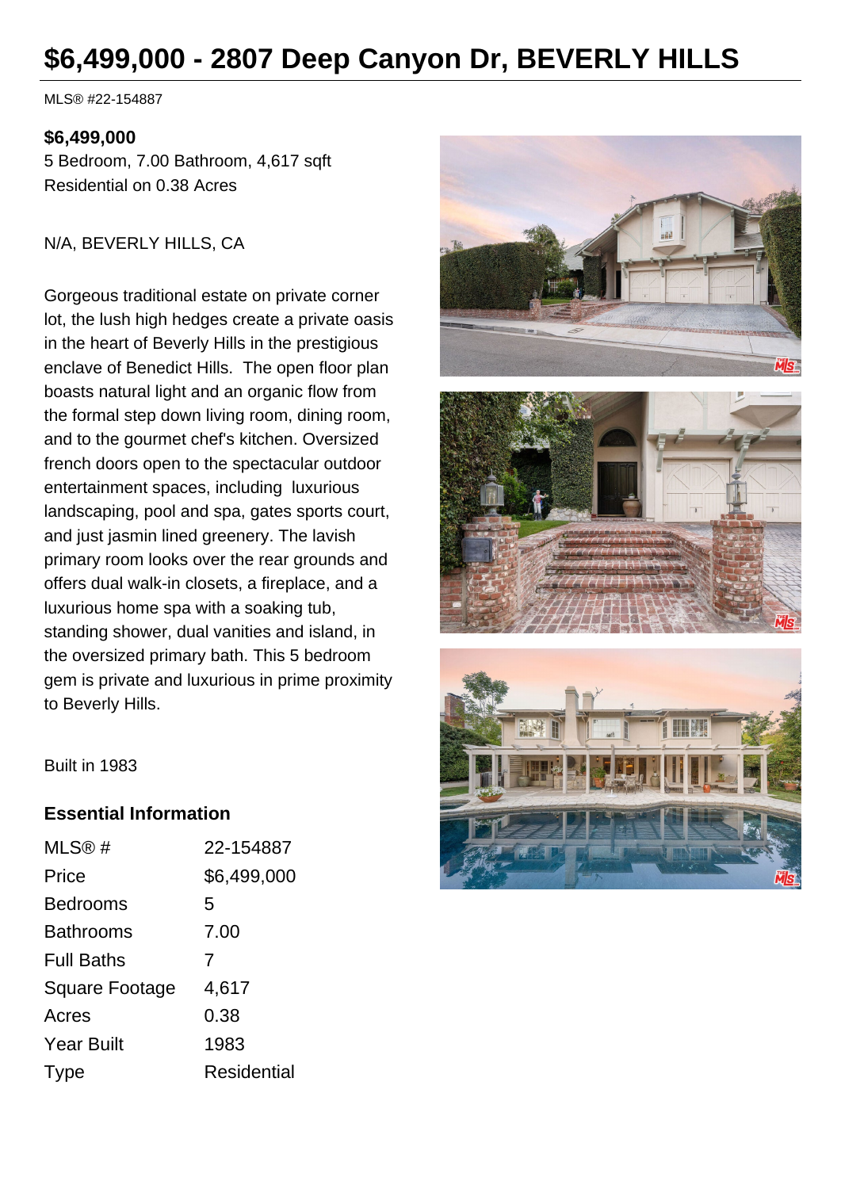# $6,499,000 - 2807 Deep Canyon Dr, BEVERLY HILLS

MLS® #22-154887

**$6,499,000**

5 Bedroom, 7.00 Bathroom, 4,617 sqft
Residential on 0.38 Acres

N/A, BEVERLY HILLS, CA

Gorgeous traditional estate on private corner lot, the lush high hedges create a private oasis in the heart of Beverly Hills in the prestigious enclave of Benedict Hills. The open floor plan boasts natural light and an organic flow from the formal step down living room, dining room, and to the gourmet chef's kitchen. Oversized french doors open to the spectacular outdoor entertainment spaces, including luxurious landscaping, pool and spa, gates sports court, and just jasmin lined greenery. The lavish primary room looks over the rear grounds and offers dual walk-in closets, a fireplace, and a luxurious home spa with a soaking tub, standing shower, dual vanities and island, in the oversized primary bath. This 5 bedroom gem is private and luxurious in prime proximity to Beverly Hills.

Built in 1983

## Essential Information

| | |
|---|---|
| MLS® # | 22-154887 |
| Price | $6,499,000 |
| Bedrooms | 5 |
| Bathrooms | 7.00 |
| Full Baths | 7 |
| Square Footage | 4,617 |
| Acres | 0.38 |
| Year Built | 1983 |
| Type | Residential |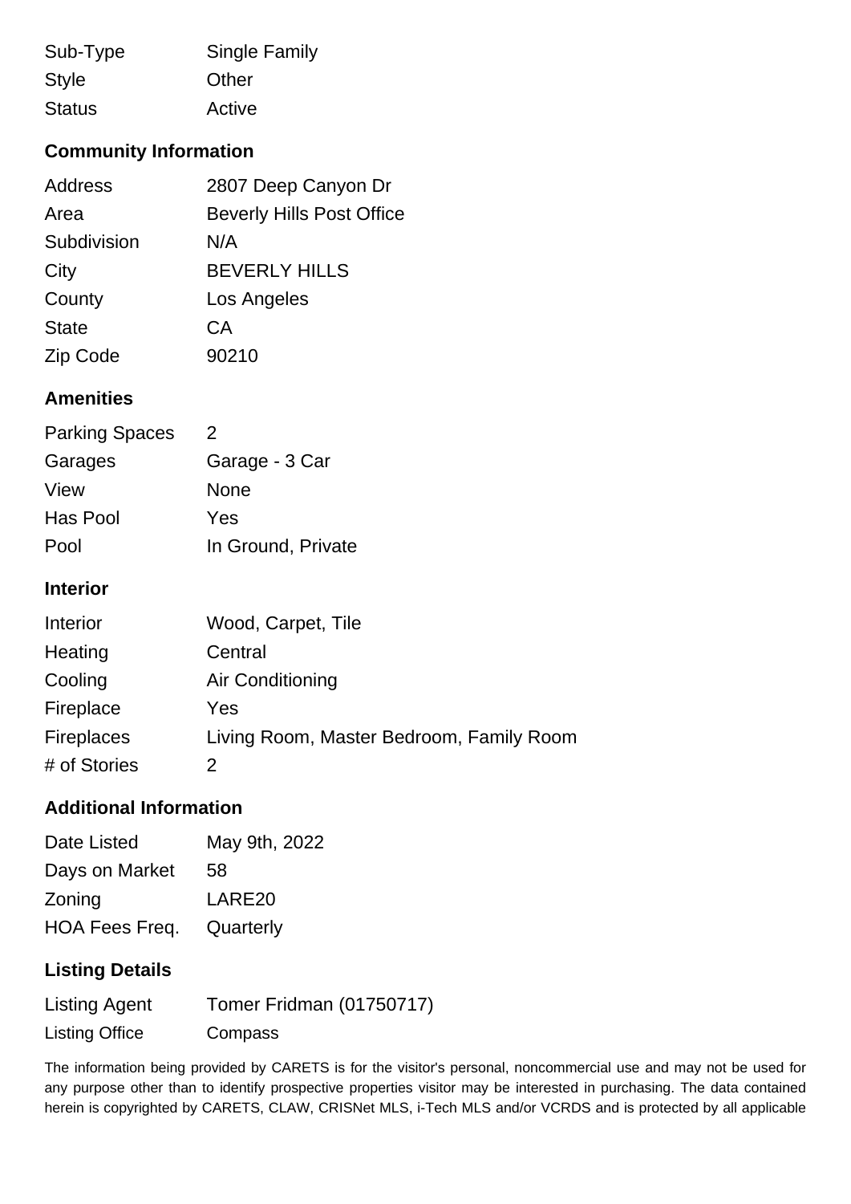| | |
|---|---|
| Sub-Type | Single Family |
| Style | Other |
| Status | Active |

## Community Information

| | |
|---|---|
| Address | 2807 Deep Canyon Dr |
| Area | Beverly Hills Post Office |
| Subdivision | N/A |
| City | BEVERLY HILLS |
| County | Los Angeles |
| State | CA |
| Zip Code | 90210 |

## Amenities

| | |
|---|---|
| Parking Spaces | 2 |
| Garages | Garage - 3 Car |
| View | None |
| Has Pool | Yes |
| Pool | In Ground, Private |

## Interior

| | |
|---|---|
| Interior | Wood, Carpet, Tile |
| Heating | Central |
| Cooling | Air Conditioning |
| Fireplace | Yes |
| Fireplaces | Living Room, Master Bedroom, Family Room |
| # of Stories | 2 |

## Additional Information

| | |
|---|---|
| Date Listed | May 9th, 2022 |
| Days on Market | 58 |
| Zoning | LARE20 |
| HOA Fees Freq. | Quarterly |

## Listing Details

| | |
|---|---|
| Listing Agent | Tomer Fridman (01750717) |
| Listing Office | Compass |

The information being provided by CARETS is for the visitor's personal, noncommercial use and may not be used for any purpose other than to identify prospective properties visitor may be interested in purchasing. The data contained herein is copyrighted by CARETS, CLAW, CRISNet MLS, i-Tech MLS and/or VCRDS and is protected by all applicable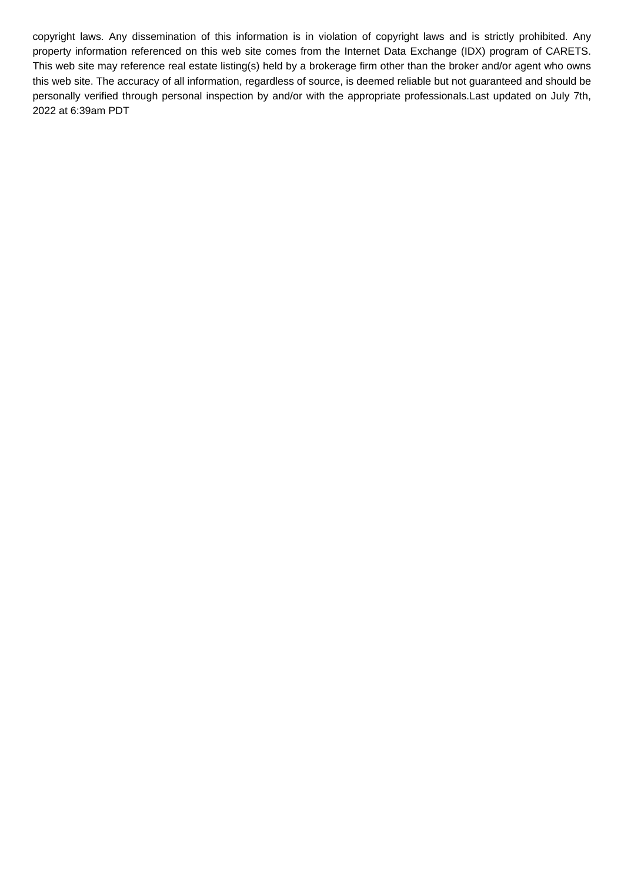copyright laws. Any dissemination of this information is in violation of copyright laws and is strictly prohibited. Any property information referenced on this web site comes from the Internet Data Exchange (IDX) program of CARETS. This web site may reference real estate listing(s) held by a brokerage firm other than the broker and/or agent who owns this web site. The accuracy of all information, regardless of source, is deemed reliable but not guaranteed and should be personally verified through personal inspection by and/or with the appropriate professionals.Last updated on July 7th, 2022 at 6:39am PDT